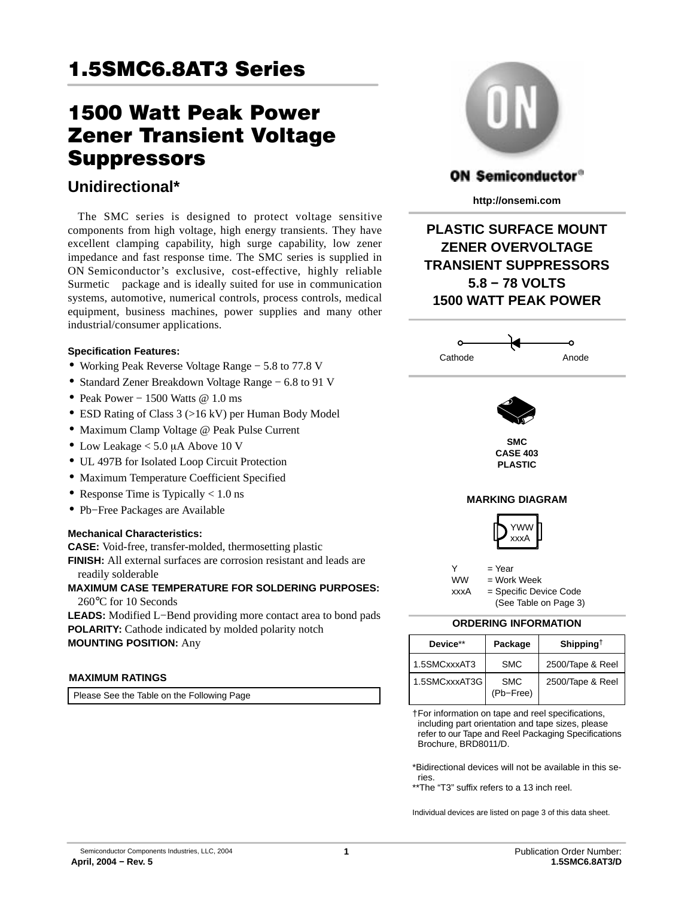// Wait — not allowed commentary. Just output.

# 1.5SMC6.8AT3 Series

# 1500 Watt Peak Power Zener Transient Voltage Suppressors

## Unidirectional*

The SMC series is designed to protect voltage sensitive components from high voltage, high energy transients. They have excellent clamping capability, high surge capability, low zener impedance and fast response time. The SMC series is supplied in ON Semiconductor's exclusive, cost-effective, highly reliable Surmetic package and is ideally suited for use in communication systems, automotive, numerical controls, process controls, medical equipment, business machines, power supplies and many other industrial/consumer applications.

**Specification Features:**

- Working Peak Reverse Voltage Range − 5.8 to 77.8 V
- Standard Zener Breakdown Voltage Range − 6.8 to 91 V
- Peak Power − 1500 Watts @ 1.0 ms
- ESD Rating of Class 3 (>16 kV) per Human Body Model
- Maximum Clamp Voltage @ Peak Pulse Current
- Low Leakage < 5.0 μA Above 10 V
- UL 497B for Isolated Loop Circuit Protection
- Maximum Temperature Coefficient Specified
- Response Time is Typically < 1.0 ns
- Pb−Free Packages are Available

**Mechanical Characteristics:**

**CASE:** Void-free, transfer-molded, thermosetting plastic
**FINISH:** All external surfaces are corrosion resistant and leads are readily solderable
**MAXIMUM CASE TEMPERATURE FOR SOLDERING PURPOSES:** 260°C for 10 Seconds
**LEADS:** Modified L−Bend providing more contact area to bond pads
**POLARITY:** Cathode indicated by molded polarity notch
**MOUNTING POSITION:** Any

**MAXIMUM RATINGS**

| Please See the Table on the Following Page |
|---|

ON Semiconductor®

http://onsemi.com

**PLASTIC SURFACE MOUNT ZENER OVERVOLTAGE TRANSIENT SUPPRESSORS 5.8 − 78 VOLTS 1500 WATT PEAK POWER**

Cathode    Anode

**SMC CASE 403 PLASTIC**

**MARKING DIAGRAM**

YWW
xxxA

Y = Year
WW = Work Week
xxxA = Specific Device Code (See Table on Page 3)

**ORDERING INFORMATION**

| Device** | Package | Shipping† |
|---|---|---|
| 1.5SMCxxxAT3 | SMC | 2500/Tape & Reel |
| 1.5SMCxxxAT3G | SMC (Pb−Free) | 2500/Tape & Reel |

†For information on tape and reel specifications, including part orientation and tape sizes, please refer to our Tape and Reel Packaging Specifications Brochure, BRD8011/D.

*Bidirectional devices will not be available in this series.
**The "T3" suffix refers to a 13 inch reel.

Individual devices are listed on page 3 of this data sheet.

Semiconductor Components Industries, LLC, 2004
April, 2004 − Rev. 5

Publication Order Number: 1.5SMC6.8AT3/D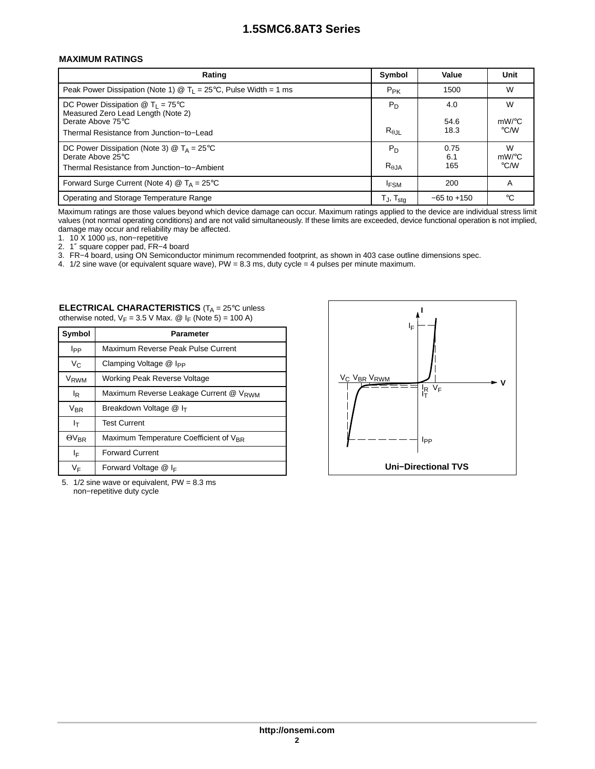## MAXIMUM RATINGS

| Rating | Symbol | Value | Unit |
|---|---|---|---|
| Peak Power Dissipation (Note 1) @ $T_L$ = 25°C, Pulse Width = 1 ms | $P_{PK}$ | 1500 | W |
| DC Power Dissipation @ $T_L$ = 75°C<br>Measured Zero Lead Length (Note 2)<br>Derate Above 75°C<br>Thermal Resistance from Junction−to−Lead | $P_D$<br><br><br>$R_{\theta JL}$ | 4.0<br><br>54.6<br>18.3 | W<br><br>mW/°C<br>°C/W |
| DC Power Dissipation (Note 3) @ $T_A$ = 25°C<br>Derate Above 25°C<br>Thermal Resistance from Junction−to−Ambient | $P_D$<br><br>$R_{\theta JA}$ | 0.75<br>6.1<br>165 | W<br>mW/°C<br>°C/W |
| Forward Surge Current (Note 4) @ $T_A$ = 25°C | $I_{FSM}$ | 200 | A |
| Operating and Storage Temperature Range | $T_J$, $T_{stg}$ | −65 to +150 | °C |

Maximum ratings are those values beyond which device damage can occur. Maximum ratings applied to the device are individual stress limit values (not normal operating conditions) and are not valid simultaneously. If these limits are exceeded, device functional operation is not implied, damage may occur and reliability may be affected.

1. 10 X 1000 μs, non−repetitive
2. 1″ square copper pad, FR−4 board
3. FR−4 board, using ON Semiconductor minimum recommended footprint, as shown in 403 case outline dimensions spec.
4. 1/2 sine wave (or equivalent square wave), PW = 8.3 ms, duty cycle = 4 pulses per minute maximum.

**ELECTRICAL CHARACTERISTICS** ($T_A$ = 25°C unless otherwise noted, $V_F$ = 3.5 V Max. @ $I_F$ (Note 5) = 100 A)

| Symbol | Parameter |
|---|---|
| $I_{PP}$ | Maximum Reverse Peak Pulse Current |
| $V_C$ | Clamping Voltage @ $I_{PP}$ |
| $V_{RWM}$ | Working Peak Reverse Voltage |
| $I_R$ | Maximum Reverse Leakage Current @ $V_{RWM}$ |
| $V_{BR}$ | Breakdown Voltage @ $I_T$ |
| $I_T$ | Test Current |
| $\Theta V_{BR}$ | Maximum Temperature Coefficient of $V_{BR}$ |
| $I_F$ | Forward Current |
| $V_F$ | Forward Voltage @ $I_F$ |

5. 1/2 sine wave or equivalent, PW = 8.3 ms non−repetitive duty cycle

Uni−Directional TVS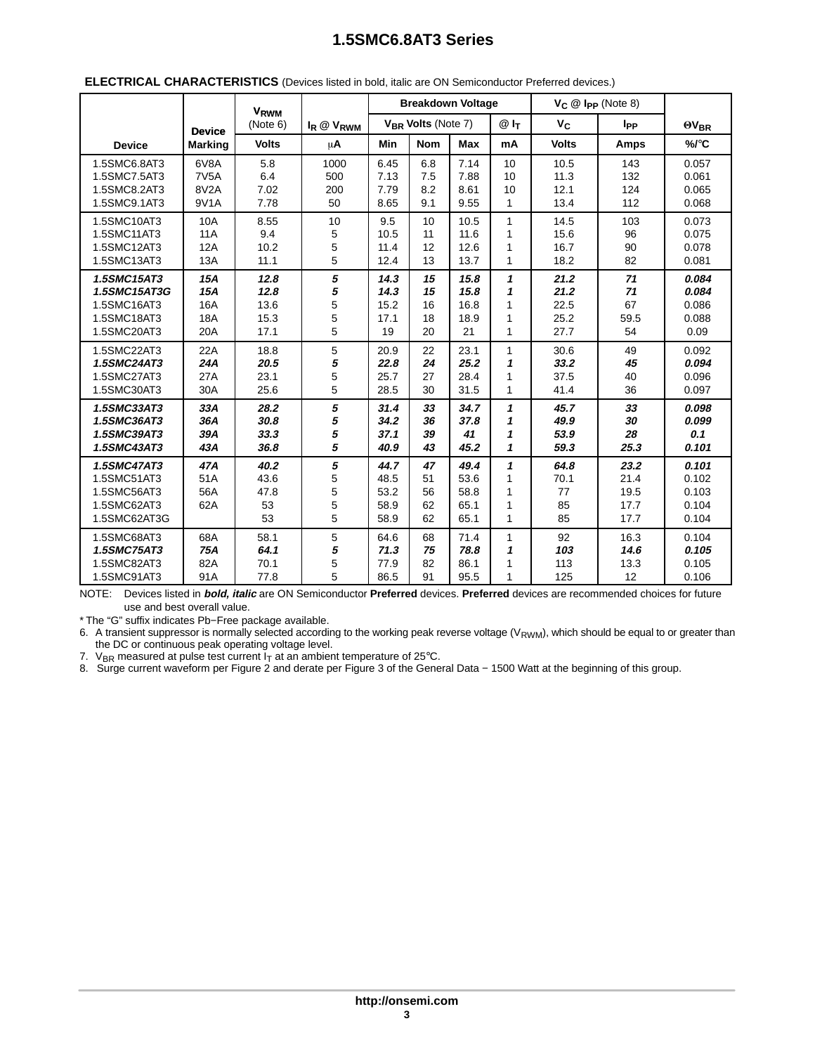**ELECTRICAL CHARACTERISTICS** (Devices listed in bold, italic are ON Semiconductor Preferred devices.)

| Device | Device Marking | $V_{RWM}$ (Note 6) | $I_R$ @ $V_{RWM}$ | Breakdown Voltage | | | | $V_C$ @ $I_{PP}$ (Note 8) | | $\Theta V_{BR}$ |
|---|---|---|---|---|---|---|---|---|---|---|
| | | | | $V_{BR}$ Volts (Note 7) | | | @ $I_T$ | $V_C$ | $I_{PP}$ | |
| | | Volts | μA | Min | Nom | Max | mA | Volts | Amps | %/°C |
| 1.5SMC6.8AT3 | 6V8A | 5.8 | 1000 | 6.45 | 6.8 | 7.14 | 10 | 10.5 | 143 | 0.057 |
| 1.5SMC7.5AT3 | 7V5A | 6.4 | 500 | 7.13 | 7.5 | 7.88 | 10 | 11.3 | 132 | 0.061 |
| 1.5SMC8.2AT3 | 8V2A | 7.02 | 200 | 7.79 | 8.2 | 8.61 | 10 | 12.1 | 124 | 0.065 |
| 1.5SMC9.1AT3 | 9V1A | 7.78 | 50 | 8.65 | 9.1 | 9.55 | 1 | 13.4 | 112 | 0.068 |
| 1.5SMC10AT3 | 10A | 8.55 | 10 | 9.5 | 10 | 10.5 | 1 | 14.5 | 103 | 0.073 |
| 1.5SMC11AT3 | 11A | 9.4 | 5 | 10.5 | 11 | 11.6 | 1 | 15.6 | 96 | 0.075 |
| 1.5SMC12AT3 | 12A | 10.2 | 5 | 11.4 | 12 | 12.6 | 1 | 16.7 | 90 | 0.078 |
| 1.5SMC13AT3 | 13A | 11.1 | 5 | 12.4 | 13 | 13.7 | 1 | 18.2 | 82 | 0.081 |
| ***1.5SMC15AT3*** | ***15A*** | ***12.8*** | ***5*** | ***14.3*** | ***15*** | ***15.8*** | ***1*** | ***21.2*** | ***71*** | ***0.084*** |
| ***1.5SMC15AT3G*** | ***15A*** | ***12.8*** | ***5*** | ***14.3*** | ***15*** | ***15.8*** | ***1*** | ***21.2*** | ***71*** | ***0.084*** |
| 1.5SMC16AT3 | 16A | 13.6 | 5 | 15.2 | 16 | 16.8 | 1 | 22.5 | 67 | 0.086 |
| 1.5SMC18AT3 | 18A | 15.3 | 5 | 17.1 | 18 | 18.9 | 1 | 25.2 | 59.5 | 0.088 |
| 1.5SMC20AT3 | 20A | 17.1 | 5 | 19 | 20 | 21 | 1 | 27.7 | 54 | 0.09 |
| 1.5SMC22AT3 | 22A | 18.8 | 5 | 20.9 | 22 | 23.1 | 1 | 30.6 | 49 | 0.092 |
| ***1.5SMC24AT3*** | ***24A*** | ***20.5*** | ***5*** | ***22.8*** | ***24*** | ***25.2*** | ***1*** | ***33.2*** | ***45*** | ***0.094*** |
| 1.5SMC27AT3 | 27A | 23.1 | 5 | 25.7 | 27 | 28.4 | 1 | 37.5 | 40 | 0.096 |
| 1.5SMC30AT3 | 30A | 25.6 | 5 | 28.5 | 30 | 31.5 | 1 | 41.4 | 36 | 0.097 |
| ***1.5SMC33AT3*** | ***33A*** | ***28.2*** | ***5*** | ***31.4*** | ***33*** | ***34.7*** | ***1*** | ***45.7*** | ***33*** | ***0.098*** |
| ***1.5SMC36AT3*** | ***36A*** | ***30.8*** | ***5*** | ***34.2*** | ***36*** | ***37.8*** | ***1*** | ***49.9*** | ***30*** | ***0.099*** |
| ***1.5SMC39AT3*** | ***39A*** | ***33.3*** | ***5*** | ***37.1*** | ***39*** | ***41*** | ***1*** | ***53.9*** | ***28*** | ***0.1*** |
| ***1.5SMC43AT3*** | ***43A*** | ***36.8*** | ***5*** | ***40.9*** | ***43*** | ***45.2*** | ***1*** | ***59.3*** | ***25.3*** | ***0.101*** |
| ***1.5SMC47AT3*** | ***47A*** | ***40.2*** | ***5*** | ***44.7*** | ***47*** | ***49.4*** | ***1*** | ***64.8*** | ***23.2*** | ***0.101*** |
| 1.5SMC51AT3 | 51A | 43.6 | 5 | 48.5 | 51 | 53.6 | 1 | 70.1 | 21.4 | 0.102 |
| 1.5SMC56AT3 | 56A | 47.8 | 5 | 53.2 | 56 | 58.8 | 1 | 77 | 19.5 | 0.103 |
| 1.5SMC62AT3 | 62A | 53 | 5 | 58.9 | 62 | 65.1 | 1 | 85 | 17.7 | 0.104 |
| 1.5SMC62AT3G | | 53 | 5 | 58.9 | 62 | 65.1 | 1 | 85 | 17.7 | 0.104 |
| 1.5SMC68AT3 | 68A | 58.1 | 5 | 64.6 | 68 | 71.4 | 1 | 92 | 16.3 | 0.104 |
| ***1.5SMC75AT3*** | ***75A*** | ***64.1*** | ***5*** | ***71.3*** | ***75*** | ***78.8*** | ***1*** | ***103*** | ***14.6*** | ***0.105*** |
| 1.5SMC82AT3 | 82A | 70.1 | 5 | 77.9 | 82 | 86.1 | 1 | 113 | 13.3 | 0.105 |
| 1.5SMC91AT3 | 91A | 77.8 | 5 | 86.5 | 91 | 95.5 | 1 | 125 | 12 | 0.106 |

NOTE: Devices listed in ***bold, italic*** are ON Semiconductor **Preferred** devices. **Preferred** devices are recommended choices for future use and best overall value.

* The "G" suffix indicates Pb−Free package available.

6. A transient suppressor is normally selected according to the working peak reverse voltage ($V_{RWM}$), which should be equal to or greater than the DC or continuous peak operating voltage level.
7. $V_{BR}$ measured at pulse test current $I_T$ at an ambient temperature of 25°C.
8. Surge current waveform per Figure 2 and derate per Figure 3 of the General Data − 1500 Watt at the beginning of this group.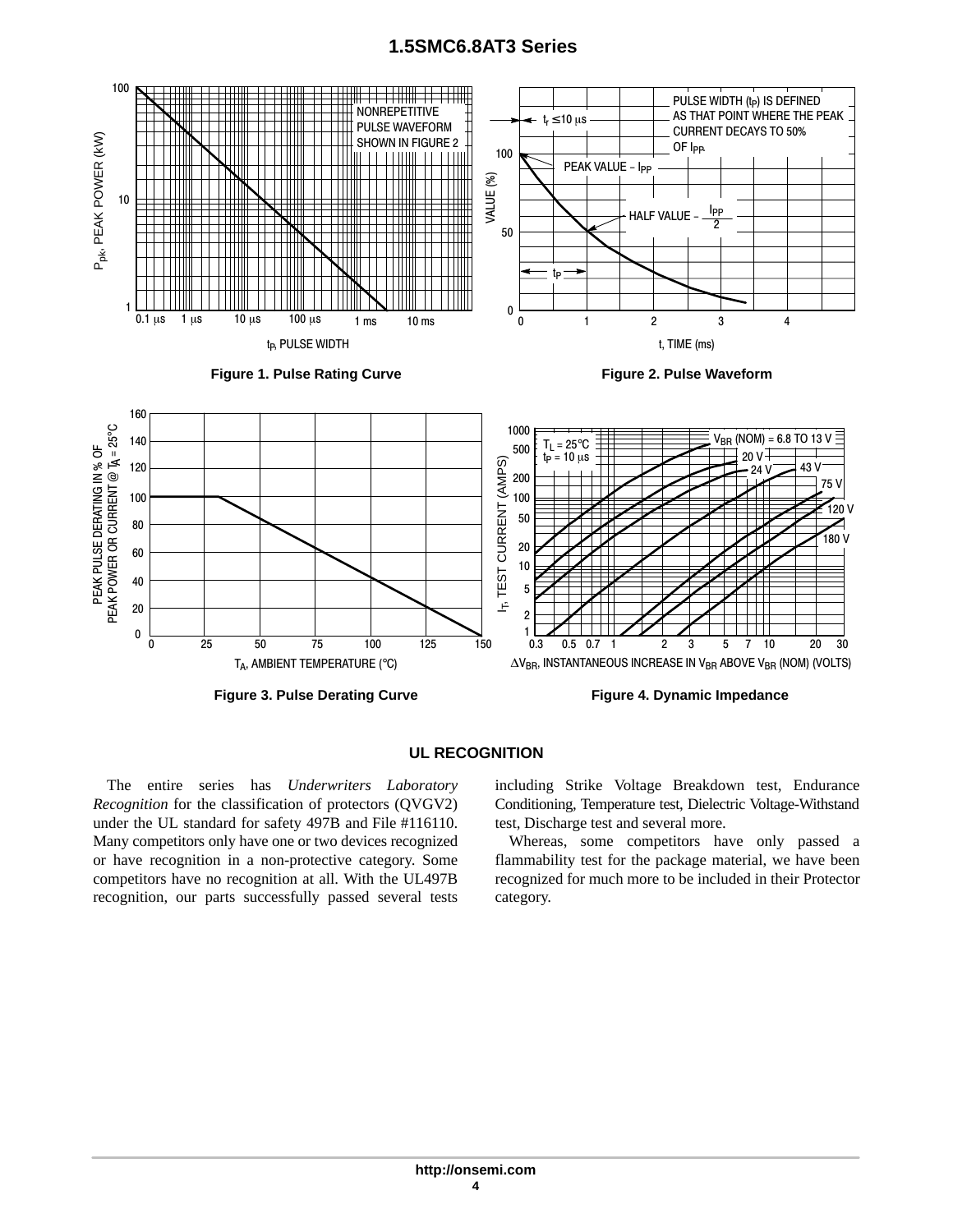Figure 1. Pulse Rating Curve

Figure 2. Pulse Waveform

Figure 3. Pulse Derating Curve

Figure 4. Dynamic Impedance

## UL RECOGNITION

The entire series has *Underwriters Laboratory Recognition* for the classification of protectors (QVGV2) under the UL standard for safety 497B and File #116110. Many competitors only have one or two devices recognized or have recognition in a non-protective category. Some competitors have no recognition at all. With the UL497B recognition, our parts successfully passed several tests including Strike Voltage Breakdown test, Endurance Conditioning, Temperature test, Dielectric Voltage-Withstand test, Discharge test and several more.

Whereas, some competitors have only passed a flammability test for the package material, we have been recognized for much more to be included in their Protector category.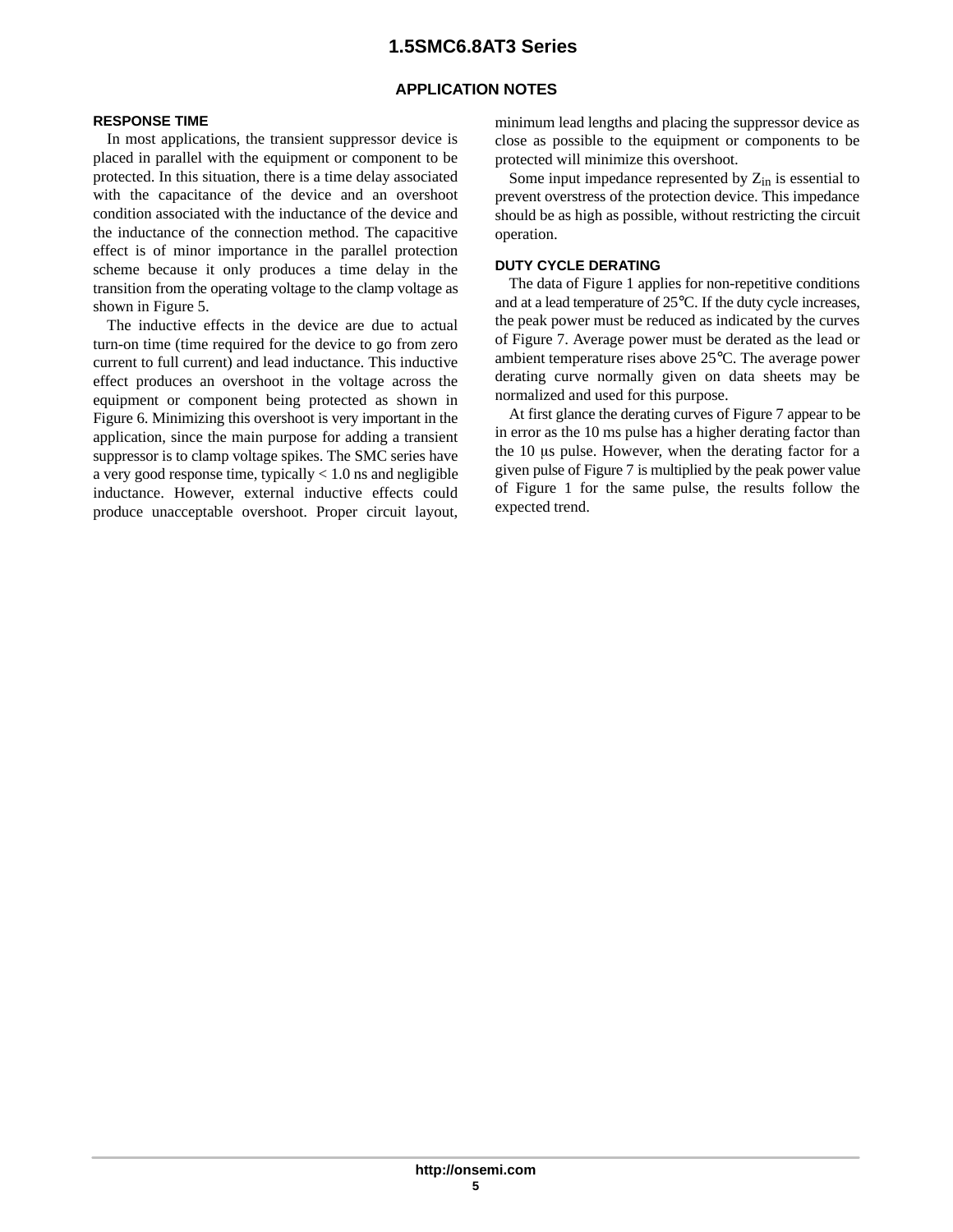## APPLICATION NOTES

### RESPONSE TIME

In most applications, the transient suppressor device is placed in parallel with the equipment or component to be protected. In this situation, there is a time delay associated with the capacitance of the device and an overshoot condition associated with the inductance of the device and the inductance of the connection method. The capacitive effect is of minor importance in the parallel protection scheme because it only produces a time delay in the transition from the operating voltage to the clamp voltage as shown in Figure 5.

The inductive effects in the device are due to actual turn-on time (time required for the device to go from zero current to full current) and lead inductance. This inductive effect produces an overshoot in the voltage across the equipment or component being protected as shown in Figure 6. Minimizing this overshoot is very important in the application, since the main purpose for adding a transient suppressor is to clamp voltage spikes. The SMC series have a very good response time, typically < 1.0 ns and negligible inductance. However, external inductive effects could produce unacceptable overshoot. Proper circuit layout, minimum lead lengths and placing the suppressor device as close as possible to the equipment or components to be protected will minimize this overshoot.

Some input impedance represented by $Z_{in}$ is essential to prevent overstress of the protection device. This impedance should be as high as possible, without restricting the circuit operation.

### DUTY CYCLE DERATING

The data of Figure 1 applies for non-repetitive conditions and at a lead temperature of 25°C. If the duty cycle increases, the peak power must be reduced as indicated by the curves of Figure 7. Average power must be derated as the lead or ambient temperature rises above 25°C. The average power derating curve normally given on data sheets may be normalized and used for this purpose.

At first glance the derating curves of Figure 7 appear to be in error as the 10 ms pulse has a higher derating factor than the 10 μs pulse. However, when the derating factor for a given pulse of Figure 7 is multiplied by the peak power value of Figure 1 for the same pulse, the results follow the expected trend.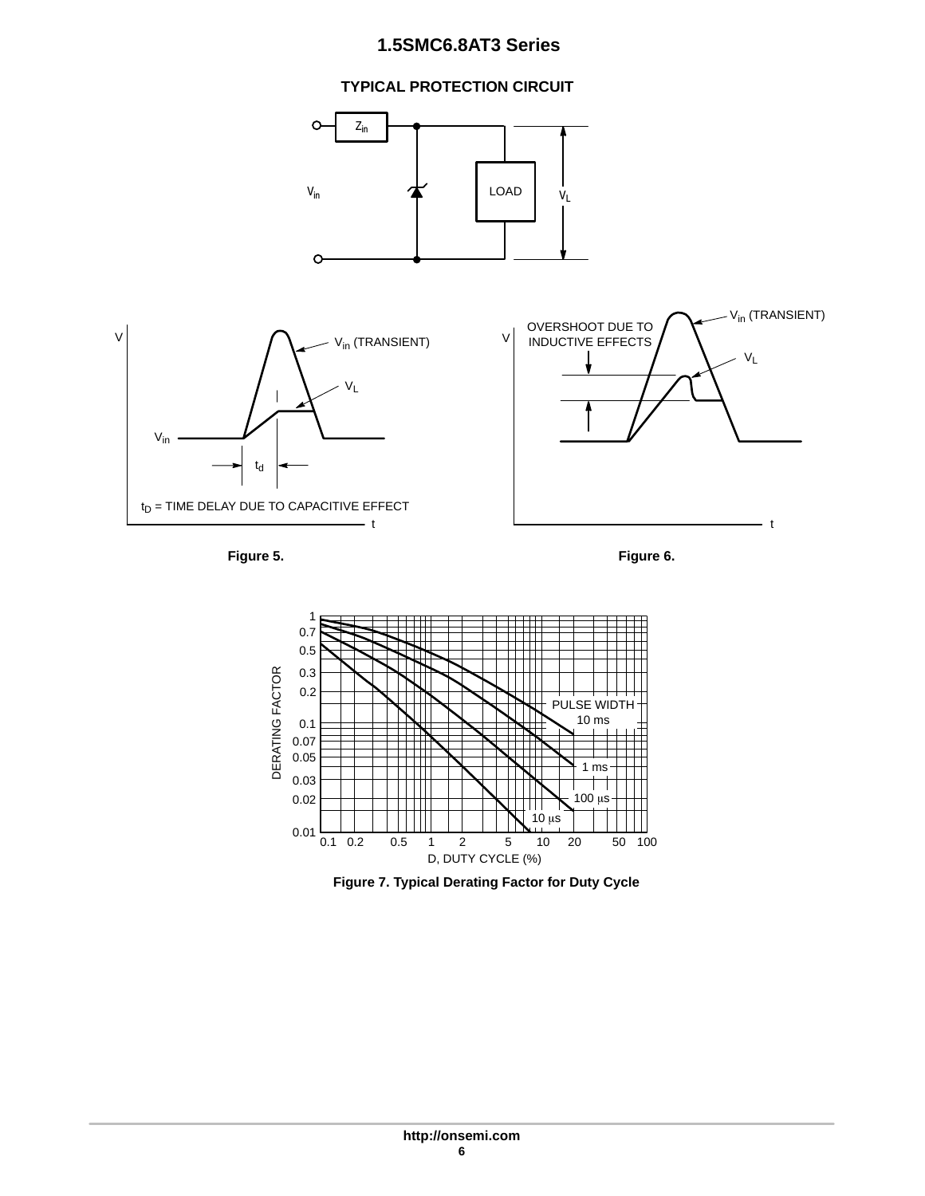## TYPICAL PROTECTION CIRCUIT

$Z_{in}$

$V_{in}$

LOAD

$V_L$

V

$V_{in}$ (TRANSIENT)

$V_L$

$V_{in}$

$t_d$

$t_D$ = TIME DELAY DUE TO CAPACITIVE EFFECT

t

**Figure 5.**

V

OVERSHOOT DUE TO INDUCTIVE EFFECTS

$V_{in}$ (TRANSIENT)

$V_L$

t

**Figure 6.**

DERATING FACTOR

1, 0.7, 0.5, 0.3, 0.2, 0.1, 0.07, 0.05, 0.03, 0.02, 0.01

PULSE WIDTH

10 ms

1 ms

100 μs

10 μs

0.1 0.2 0.5 1 2 5 10 20 50 100

D, DUTY CYCLE (%)

**Figure 7. Typical Derating Factor for Duty Cycle**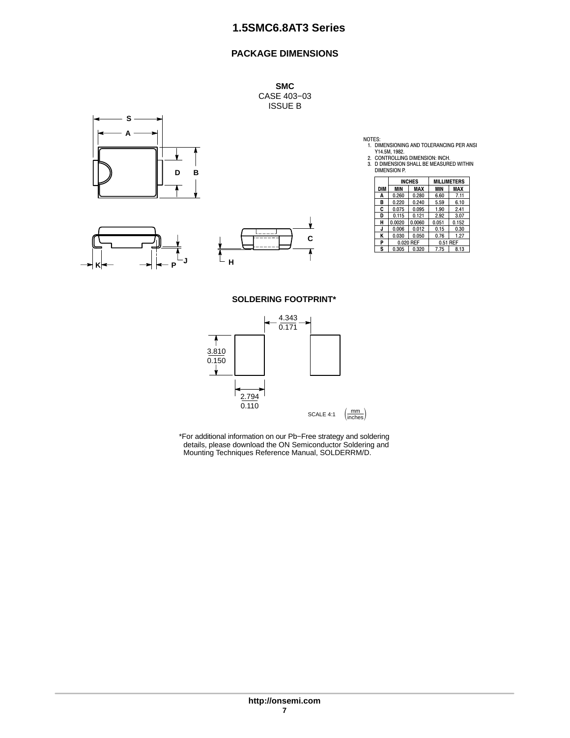## PACKAGE DIMENSIONS

**SMC**
CASE 403−03
ISSUE B

NOTES:
1. DIMENSIONING AND TOLERANCING PER ANSI Y14.5M, 1982.
2. CONTROLLING DIMENSION: INCH.
3. D DIMENSION SHALL BE MEASURED WITHIN DIMENSION P.

| | INCHES | | MILLIMETERS | |
|---|---|---|---|---|
| DIM | MIN | MAX | MIN | MAX |
| A | 0.260 | 0.280 | 6.60 | 7.11 |
| B | 0.220 | 0.240 | 5.59 | 6.10 |
| C | 0.075 | 0.095 | 1.90 | 2.41 |
| D | 0.115 | 0.121 | 2.92 | 3.07 |
| H | 0.0020 | 0.0060 | 0.051 | 0.152 |
| J | 0.006 | 0.012 | 0.15 | 0.30 |
| K | 0.030 | 0.050 | 0.76 | 1.27 |
| P | 0.020 REF | | 0.51 REF | |
| S | 0.305 | 0.320 | 7.75 | 8.13 |

S
A
D
B
C
J
K
P
H

### SOLDERING FOOTPRINT*

4.343
0.171

3.810
0.150

2.794
0.110

SCALE 4:1 (mm / inches)

*For additional information on our Pb−Free strategy and soldering details, please download the ON Semiconductor Soldering and Mounting Techniques Reference Manual, SOLDERRM/D.